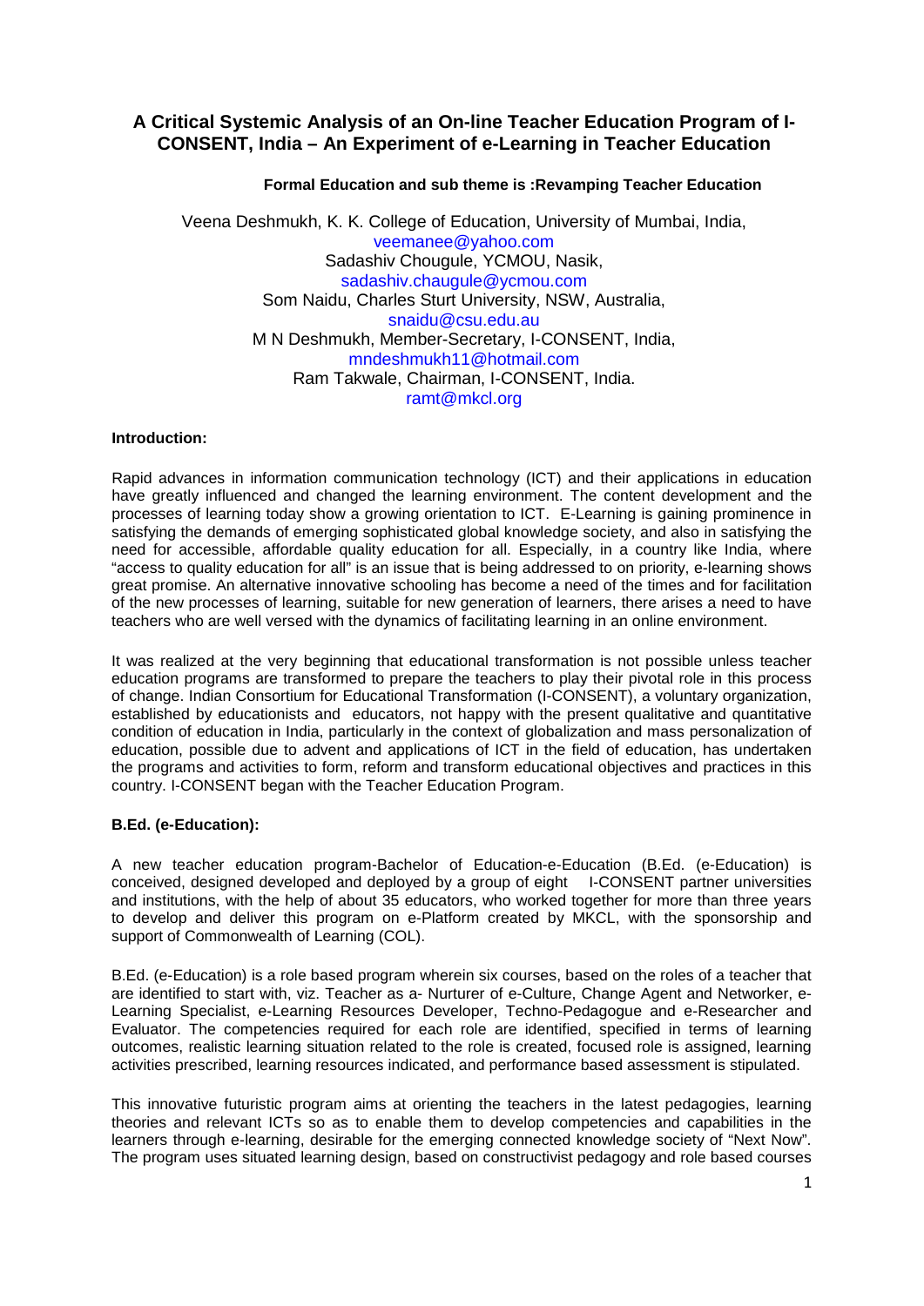# A Critical Systemic Analysis of an On-line Teacher Education Program of I-CONSENT, India – An Experiment of e-Learning in Teacher Education

**Formal Education and sub theme is :Revamping Teacher Education**

Veena Deshmukh, K. K. College of Education, University of Mumbai, India,
veemanee@yahoo.com
Sadashiv Chougule, YCMOU, Nasik,
sadashiv.chaugule@ycmou.com
Som Naidu, Charles Sturt University, NSW, Australia,
snaidu@csu.edu.au
M N Deshmukh, Member-Secretary, I-CONSENT, India,
mndeshmukh11@hotmail.com
Ram Takwale, Chairman, I-CONSENT, India.
ramt@mkcl.org

**Introduction:**

Rapid advances in information communication technology (ICT) and their applications in education have greatly influenced and changed the learning environment. The content development and the processes of learning today show a growing orientation to ICT. E-Learning is gaining prominence in satisfying the demands of emerging sophisticated global knowledge society, and also in satisfying the need for accessible, affordable quality education for all. Especially, in a country like India, where "access to quality education for all" is an issue that is being addressed to on priority, e-learning shows great promise. An alternative innovative schooling has become a need of the times and for facilitation of the new processes of learning, suitable for new generation of learners, there arises a need to have teachers who are well versed with the dynamics of facilitating learning in an online environment.

It was realized at the very beginning that educational transformation is not possible unless teacher education programs are transformed to prepare the teachers to play their pivotal role in this process of change. Indian Consortium for Educational Transformation (I-CONSENT), a voluntary organization, established by educationists and educators, not happy with the present qualitative and quantitative condition of education in India, particularly in the context of globalization and mass personalization of education, possible due to advent and applications of ICT in the field of education, has undertaken the programs and activities to form, reform and transform educational objectives and practices in this country. I-CONSENT began with the Teacher Education Program.

**B.Ed. (e-Education):**

A new teacher education program-Bachelor of Education-e-Education (B.Ed. (e-Education) is conceived, designed developed and deployed by a group of eight I-CONSENT partner universities and institutions, with the help of about 35 educators, who worked together for more than three years to develop and deliver this program on e-Platform created by MKCL, with the sponsorship and support of Commonwealth of Learning (COL).

B.Ed. (e-Education) is a role based program wherein six courses, based on the roles of a teacher that are identified to start with, viz. Teacher as a- Nurturer of e-Culture, Change Agent and Networker, e-Learning Specialist, e-Learning Resources Developer, Techno-Pedagogue and e-Researcher and Evaluator. The competencies required for each role are identified, specified in terms of learning outcomes, realistic learning situation related to the role is created, focused role is assigned, learning activities prescribed, learning resources indicated, and performance based assessment is stipulated.

This innovative futuristic program aims at orienting the teachers in the latest pedagogies, learning theories and relevant ICTs so as to enable them to develop competencies and capabilities in the learners through e-learning, desirable for the emerging connected knowledge society of "Next Now". The program uses situated learning design, based on constructivist pedagogy and role based courses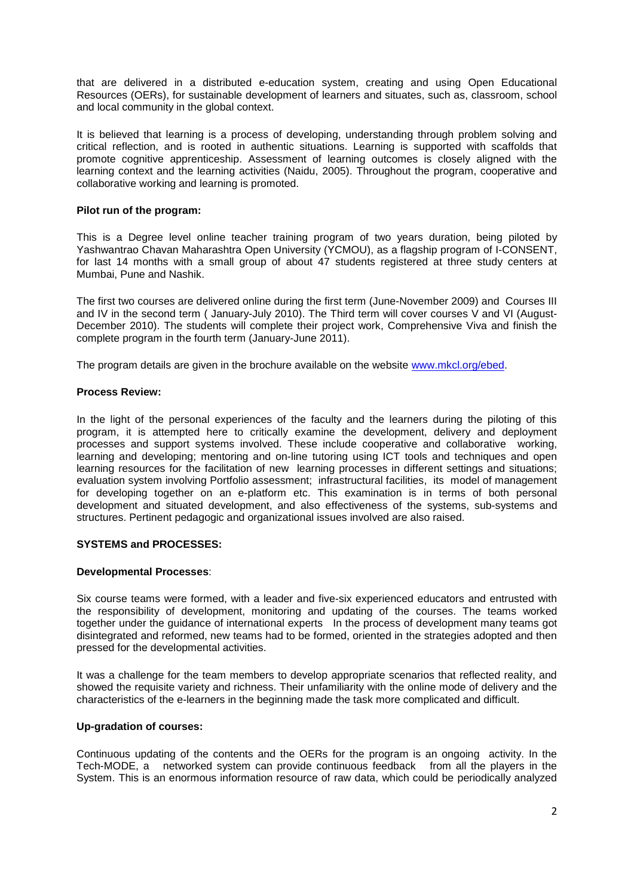that are delivered in a distributed e-education system, creating and using Open Educational Resources (OERs), for sustainable development of learners and situates, such as, classroom, school and local community in the global context.

It is believed that learning is a process of developing, understanding through problem solving and critical reflection, and is rooted in authentic situations. Learning is supported with scaffolds that promote cognitive apprenticeship. Assessment of learning outcomes is closely aligned with the learning context and the learning activities (Naidu, 2005). Throughout the program, cooperative and collaborative working and learning is promoted.

**Pilot run of the program:**

This is a Degree level online teacher training program of two years duration, being piloted by Yashwantrao Chavan Maharashtra Open University (YCMOU), as a flagship program of I-CONSENT, for last 14 months with a small group of about 47 students registered at three study centers at Mumbai, Pune and Nashik.

The first two courses are delivered online during the first term (June-November 2009) and Courses III and IV in the second term ( January-July 2010). The Third term will cover courses V and VI (August-December 2010). The students will complete their project work, Comprehensive Viva and finish the complete program in the fourth term (January-June 2011).

The program details are given in the brochure available on the website www.mkcl.org/ebed.

**Process Review:**

In the light of the personal experiences of the faculty and the learners during the piloting of this program, it is attempted here to critically examine the development, delivery and deployment processes and support systems involved. These include cooperative and collaborative working, learning and developing; mentoring and on-line tutoring using ICT tools and techniques and open learning resources for the facilitation of new learning processes in different settings and situations; evaluation system involving Portfolio assessment; infrastructural facilities, its model of management for developing together on an e-platform etc. This examination is in terms of both personal development and situated development, and also effectiveness of the systems, sub-systems and structures. Pertinent pedagogic and organizational issues involved are also raised.

**SYSTEMS and PROCESSES:**

**Developmental Processes**:

Six course teams were formed, with a leader and five-six experienced educators and entrusted with the responsibility of development, monitoring and updating of the courses. The teams worked together under the guidance of international experts In the process of development many teams got disintegrated and reformed, new teams had to be formed, oriented in the strategies adopted and then pressed for the developmental activities.

It was a challenge for the team members to develop appropriate scenarios that reflected reality, and showed the requisite variety and richness. Their unfamiliarity with the online mode of delivery and the characteristics of the e-learners in the beginning made the task more complicated and difficult.

**Up-gradation of courses:**

Continuous updating of the contents and the OERs for the program is an ongoing activity. In the Tech-MODE, a networked system can provide continuous feedback from all the players in the System. This is an enormous information resource of raw data, which could be periodically analyzed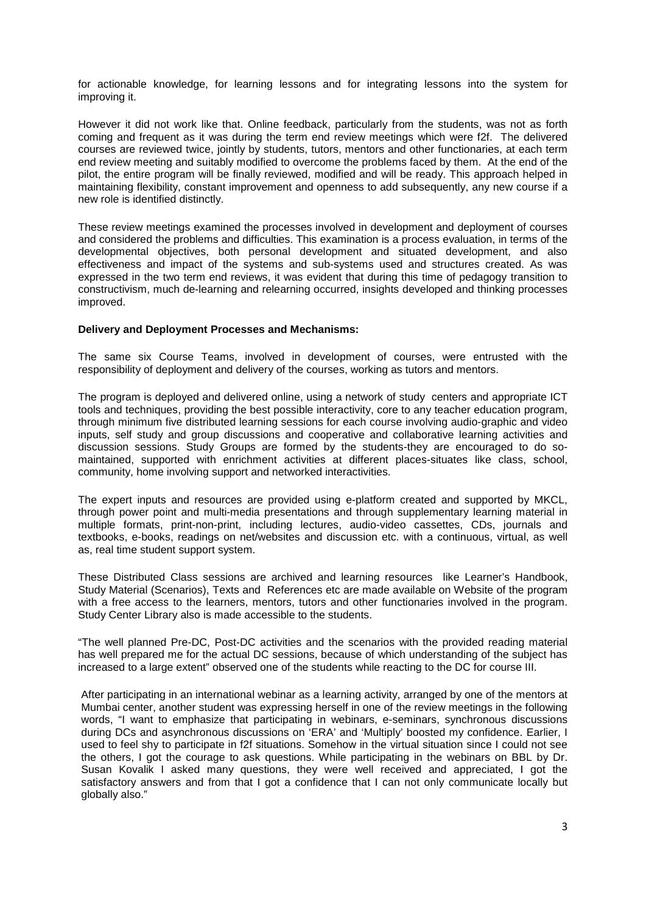for actionable knowledge, for learning lessons and for integrating lessons into the system for improving it.

However it did not work like that. Online feedback, particularly from the students, was not as forth coming and frequent as it was during the term end review meetings which were f2f. The delivered courses are reviewed twice, jointly by students, tutors, mentors and other functionaries, at each term end review meeting and suitably modified to overcome the problems faced by them. At the end of the pilot, the entire program will be finally reviewed, modified and will be ready. This approach helped in maintaining flexibility, constant improvement and openness to add subsequently, any new course if a new role is identified distinctly.

These review meetings examined the processes involved in development and deployment of courses and considered the problems and difficulties. This examination is a process evaluation, in terms of the developmental objectives, both personal development and situated development, and also effectiveness and impact of the systems and sub-systems used and structures created. As was expressed in the two term end reviews, it was evident that during this time of pedagogy transition to constructivism, much de-learning and relearning occurred, insights developed and thinking processes improved.

**Delivery and Deployment Processes and Mechanisms:**

The same six Course Teams, involved in development of courses, were entrusted with the responsibility of deployment and delivery of the courses, working as tutors and mentors.

The program is deployed and delivered online, using a network of study centers and appropriate ICT tools and techniques, providing the best possible interactivity, core to any teacher education program, through minimum five distributed learning sessions for each course involving audio-graphic and video inputs, self study and group discussions and cooperative and collaborative learning activities and discussion sessions. Study Groups are formed by the students-they are encouraged to do so-maintained, supported with enrichment activities at different places-situates like class, school, community, home involving support and networked interactivities.

The expert inputs and resources are provided using e-platform created and supported by MKCL, through power point and multi-media presentations and through supplementary learning material in multiple formats, print-non-print, including lectures, audio-video cassettes, CDs, journals and textbooks, e-books, readings on net/websites and discussion etc. with a continuous, virtual, as well as, real time student support system.

These Distributed Class sessions are archived and learning resources like Learner's Handbook, Study Material (Scenarios), Texts and References etc are made available on Website of the program with a free access to the learners, mentors, tutors and other functionaries involved in the program. Study Center Library also is made accessible to the students.

"The well planned Pre-DC, Post-DC activities and the scenarios with the provided reading material has well prepared me for the actual DC sessions, because of which understanding of the subject has increased to a large extent" observed one of the students while reacting to the DC for course III.

After participating in an international webinar as a learning activity, arranged by one of the mentors at Mumbai center, another student was expressing herself in one of the review meetings in the following words, "I want to emphasize that participating in webinars, e-seminars, synchronous discussions during DCs and asynchronous discussions on 'ERA' and 'Multiply' boosted my confidence. Earlier, I used to feel shy to participate in f2f situations. Somehow in the virtual situation since I could not see the others, I got the courage to ask questions. While participating in the webinars on BBL by Dr. Susan Kovalik I asked many questions, they were well received and appreciated, I got the satisfactory answers and from that I got a confidence that I can not only communicate locally but globally also."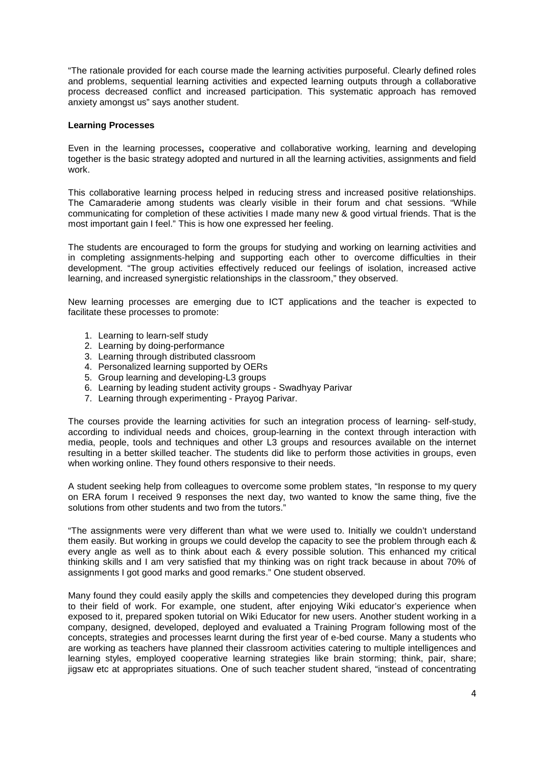"The rationale provided for each course made the learning activities purposeful. Clearly defined roles and problems, sequential learning activities and expected learning outputs through a collaborative process decreased conflict and increased participation. This systematic approach has removed anxiety amongst us" says another student.

**Learning Processes**

Even in the learning processes**,** cooperative and collaborative working, learning and developing together is the basic strategy adopted and nurtured in all the learning activities, assignments and field work.

This collaborative learning process helped in reducing stress and increased positive relationships. The Camaraderie among students was clearly visible in their forum and chat sessions. "While communicating for completion of these activities I made many new & good virtual friends. That is the most important gain I feel." This is how one expressed her feeling.

The students are encouraged to form the groups for studying and working on learning activities and in completing assignments-helping and supporting each other to overcome difficulties in their development. "The group activities effectively reduced our feelings of isolation, increased active learning, and increased synergistic relationships in the classroom," they observed.

New learning processes are emerging due to ICT applications and the teacher is expected to facilitate these processes to promote:

1. Learning to learn-self study
2. Learning by doing-performance
3. Learning through distributed classroom
4. Personalized learning supported by OERs
5. Group learning and developing-L3 groups
6. Learning by leading student activity groups - Swadhyay Parivar
7. Learning through experimenting - Prayog Parivar.

The courses provide the learning activities for such an integration process of learning- self-study, according to individual needs and choices, group-learning in the context through interaction with media, people, tools and techniques and other L3 groups and resources available on the internet resulting in a better skilled teacher. The students did like to perform those activities in groups, even when working online. They found others responsive to their needs.

A student seeking help from colleagues to overcome some problem states, "In response to my query on ERA forum I received 9 responses the next day, two wanted to know the same thing, five the solutions from other students and two from the tutors."

"The assignments were very different than what we were used to. Initially we couldn't understand them easily. But working in groups we could develop the capacity to see the problem through each & every angle as well as to think about each & every possible solution. This enhanced my critical thinking skills and I am very satisfied that my thinking was on right track because in about 70% of assignments I got good marks and good remarks." One student observed.

Many found they could easily apply the skills and competencies they developed during this program to their field of work. For example, one student, after enjoying Wiki educator's experience when exposed to it, prepared spoken tutorial on Wiki Educator for new users. Another student working in a company, designed, developed, deployed and evaluated a Training Program following most of the concepts, strategies and processes learnt during the first year of e-bed course. Many a students who are working as teachers have planned their classroom activities catering to multiple intelligences and learning styles, employed cooperative learning strategies like brain storming; think, pair, share; jigsaw etc at appropriates situations. One of such teacher student shared, "instead of concentrating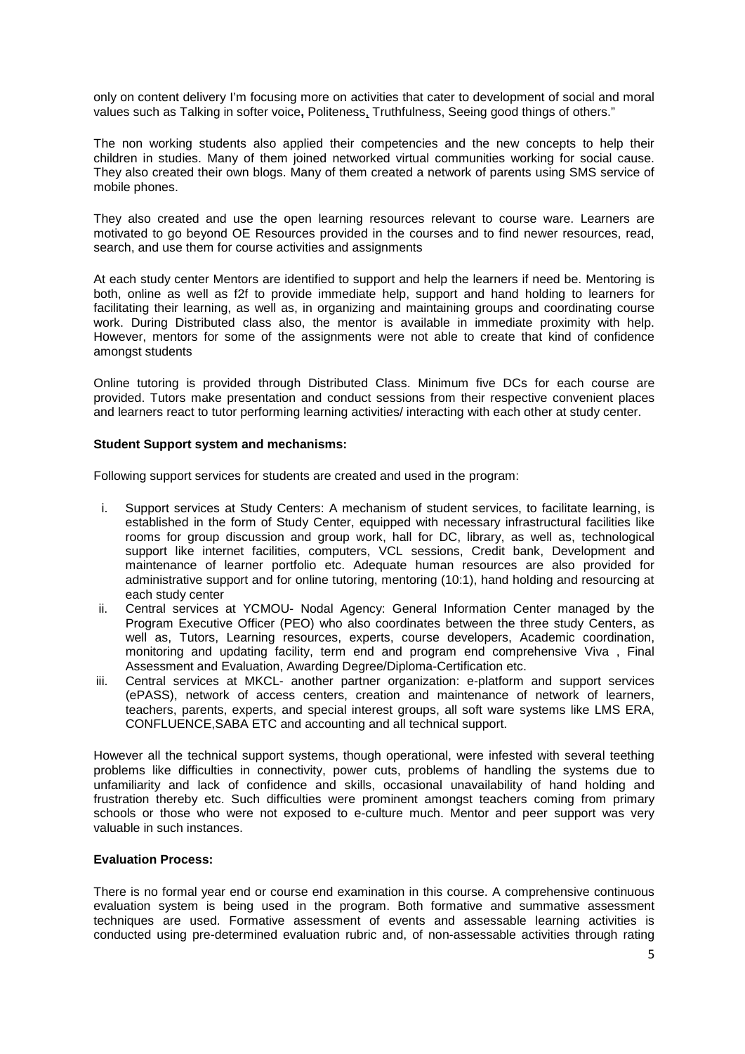only on content delivery I'm focusing more on activities that cater to development of social and moral values such as Talking in softer voice**,** Politeness, Truthfulness, Seeing good things of others."

The non working students also applied their competencies and the new concepts to help their children in studies. Many of them joined networked virtual communities working for social cause. They also created their own blogs. Many of them created a network of parents using SMS service of mobile phones.

They also created and use the open learning resources relevant to course ware. Learners are motivated to go beyond OE Resources provided in the courses and to find newer resources, read, search, and use them for course activities and assignments

At each study center Mentors are identified to support and help the learners if need be. Mentoring is both, online as well as f2f to provide immediate help, support and hand holding to learners for facilitating their learning, as well as, in organizing and maintaining groups and coordinating course work. During Distributed class also, the mentor is available in immediate proximity with help. However, mentors for some of the assignments were not able to create that kind of confidence amongst students

Online tutoring is provided through Distributed Class. Minimum five DCs for each course are provided. Tutors make presentation and conduct sessions from their respective convenient places and learners react to tutor performing learning activities/ interacting with each other at study center.

**Student Support system and mechanisms:**

Following support services for students are created and used in the program:

i. Support services at Study Centers: A mechanism of student services, to facilitate learning, is established in the form of Study Center, equipped with necessary infrastructural facilities like rooms for group discussion and group work, hall for DC, library, as well as, technological support like internet facilities, computers, VCL sessions, Credit bank, Development and maintenance of learner portfolio etc. Adequate human resources are also provided for administrative support and for online tutoring, mentoring (10:1), hand holding and resourcing at each study center
ii. Central services at YCMOU- Nodal Agency: General Information Center managed by the Program Executive Officer (PEO) who also coordinates between the three study Centers, as well as, Tutors, Learning resources, experts, course developers, Academic coordination, monitoring and updating facility, term end and program end comprehensive Viva , Final Assessment and Evaluation, Awarding Degree/Diploma-Certification etc.
iii. Central services at MKCL- another partner organization: e-platform and support services (ePASS), network of access centers, creation and maintenance of network of learners, teachers, parents, experts, and special interest groups, all soft ware systems like LMS ERA, CONFLUENCE,SABA ETC and accounting and all technical support.

However all the technical support systems, though operational, were infested with several teething problems like difficulties in connectivity, power cuts, problems of handling the systems due to unfamiliarity and lack of confidence and skills, occasional unavailability of hand holding and frustration thereby etc. Such difficulties were prominent amongst teachers coming from primary schools or those who were not exposed to e-culture much. Mentor and peer support was very valuable in such instances.

**Evaluation Process:**

There is no formal year end or course end examination in this course. A comprehensive continuous evaluation system is being used in the program. Both formative and summative assessment techniques are used. Formative assessment of events and assessable learning activities is conducted using pre-determined evaluation rubric and, of non-assessable activities through rating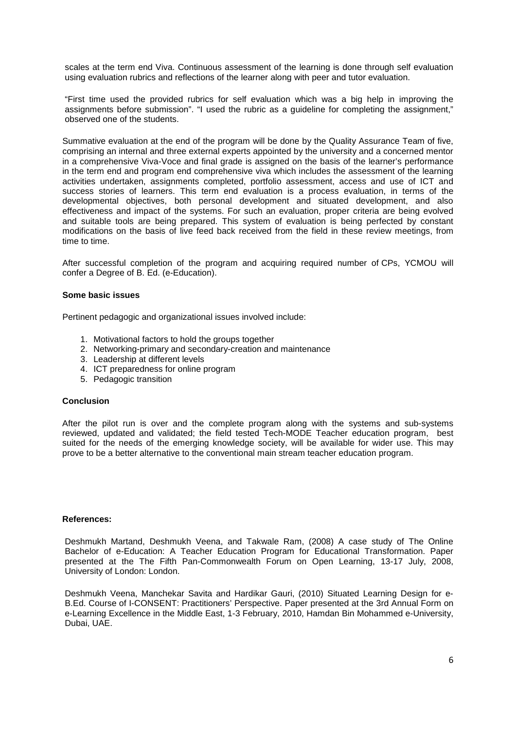scales at the term end Viva. Continuous assessment of the learning is done through self evaluation using evaluation rubrics and reflections of the learner along with peer and tutor evaluation.

"First time used the provided rubrics for self evaluation which was a big help in improving the assignments before submission". "I used the rubric as a guideline for completing the assignment," observed one of the students.

Summative evaluation at the end of the program will be done by the Quality Assurance Team of five, comprising an internal and three external experts appointed by the university and a concerned mentor in a comprehensive Viva-Voce and final grade is assigned on the basis of the learner's performance in the term end and program end comprehensive viva which includes the assessment of the learning activities undertaken, assignments completed, portfolio assessment, access and use of ICT and success stories of learners. This term end evaluation is a process evaluation, in terms of the developmental objectives, both personal development and situated development, and also effectiveness and impact of the systems. For such an evaluation, proper criteria are being evolved and suitable tools are being prepared. This system of evaluation is being perfected by constant modifications on the basis of live feed back received from the field in these review meetings, from time to time.

After successful completion of the program and acquiring required number of CPs, YCMOU will confer a Degree of B. Ed. (e-Education).

**Some basic issues**

Pertinent pedagogic and organizational issues involved include:

1. Motivational factors to hold the groups together
2. Networking-primary and secondary-creation and maintenance
3. Leadership at different levels
4. ICT preparedness for online program
5. Pedagogic transition

**Conclusion**

After the pilot run is over and the complete program along with the systems and sub-systems reviewed, updated and validated; the field tested Tech-MODE Teacher education program, best suited for the needs of the emerging knowledge society, will be available for wider use. This may prove to be a better alternative to the conventional main stream teacher education program.

**References:**

Deshmukh Martand, Deshmukh Veena, and Takwale Ram, (2008) A case study of The Online Bachelor of e-Education: A Teacher Education Program for Educational Transformation. Paper presented at the The Fifth Pan-Commonwealth Forum on Open Learning, 13-17 July, 2008, University of London: London.

Deshmukh Veena, Manchekar Savita and Hardikar Gauri, (2010) Situated Learning Design for e-B.Ed. Course of I-CONSENT: Practitioners' Perspective. Paper presented at the 3rd Annual Form on e-Learning Excellence in the Middle East, 1-3 February, 2010, Hamdan Bin Mohammed e-University, Dubai, UAE.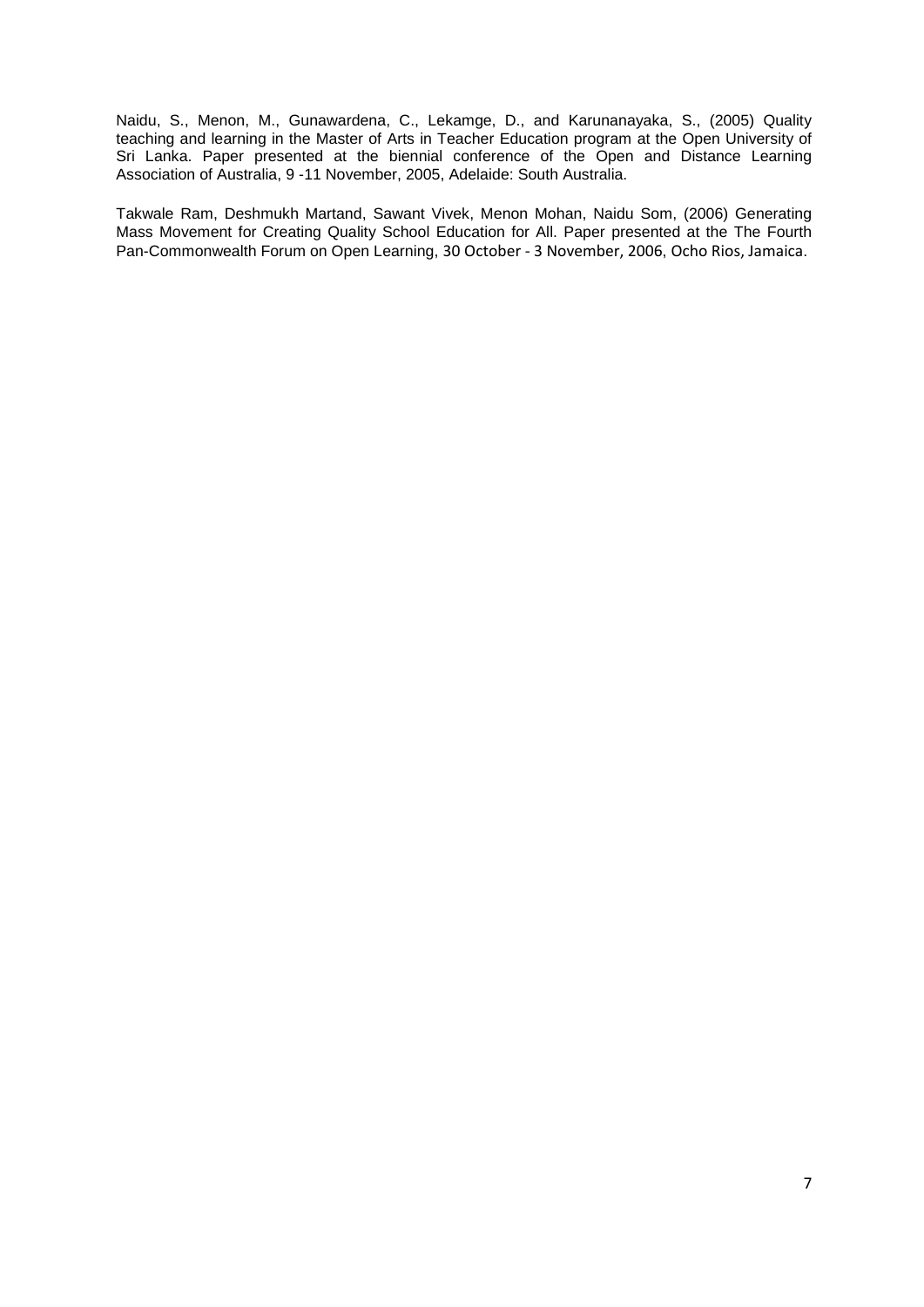Naidu, S., Menon, M., Gunawardena, C., Lekamge, D., and Karunanayaka, S., (2005) Quality teaching and learning in the Master of Arts in Teacher Education program at the Open University of Sri Lanka. Paper presented at the biennial conference of the Open and Distance Learning Association of Australia, 9 -11 November, 2005, Adelaide: South Australia.

Takwale Ram, Deshmukh Martand, Sawant Vivek, Menon Mohan, Naidu Som, (2006) Generating Mass Movement for Creating Quality School Education for All. Paper presented at the The Fourth Pan-Commonwealth Forum on Open Learning, 30 October - 3 November, 2006, Ocho Rios, Jamaica.